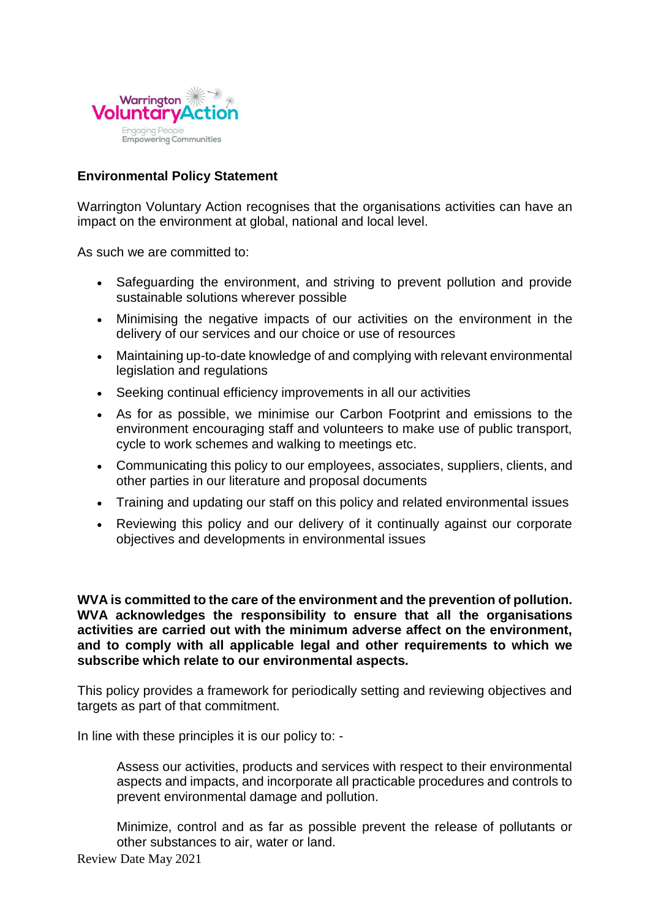Warrington VoluntaryAction

Engaging People
Empowering Communities

**Environmental Policy Statement**

Warrington Voluntary Action recognises that the organisations activities can have an impact on the environment at global, national and local level.

As such we are committed to:

- Safeguarding the environment, and striving to prevent pollution and provide sustainable solutions wherever possible
- Minimising the negative impacts of our activities on the environment in the delivery of our services and our choice or use of resources
- Maintaining up-to-date knowledge of and complying with relevant environmental legislation and regulations
- Seeking continual efficiency improvements in all our activities
- As for as possible, we minimise our Carbon Footprint and emissions to the environment encouraging staff and volunteers to make use of public transport, cycle to work schemes and walking to meetings etc.
- Communicating this policy to our employees, associates, suppliers, clients, and other parties in our literature and proposal documents
- Training and updating our staff on this policy and related environmental issues
- Reviewing this policy and our delivery of it continually against our corporate objectives and developments in environmental issues

**WVA is committed to the care of the environment and the prevention of pollution. WVA acknowledges the responsibility to ensure that all the organisations activities are carried out with the minimum adverse affect on the environment, and to comply with all applicable legal and other requirements to which we subscribe which relate to our environmental aspects.**

This policy provides a framework for periodically setting and reviewing objectives and targets as part of that commitment.

In line with these principles it is our policy to: -

Assess our activities, products and services with respect to their environmental aspects and impacts, and incorporate all practicable procedures and controls to prevent environmental damage and pollution.

Minimize, control and as far as possible prevent the release of pollutants or other substances to air, water or land.

Review Date May 2021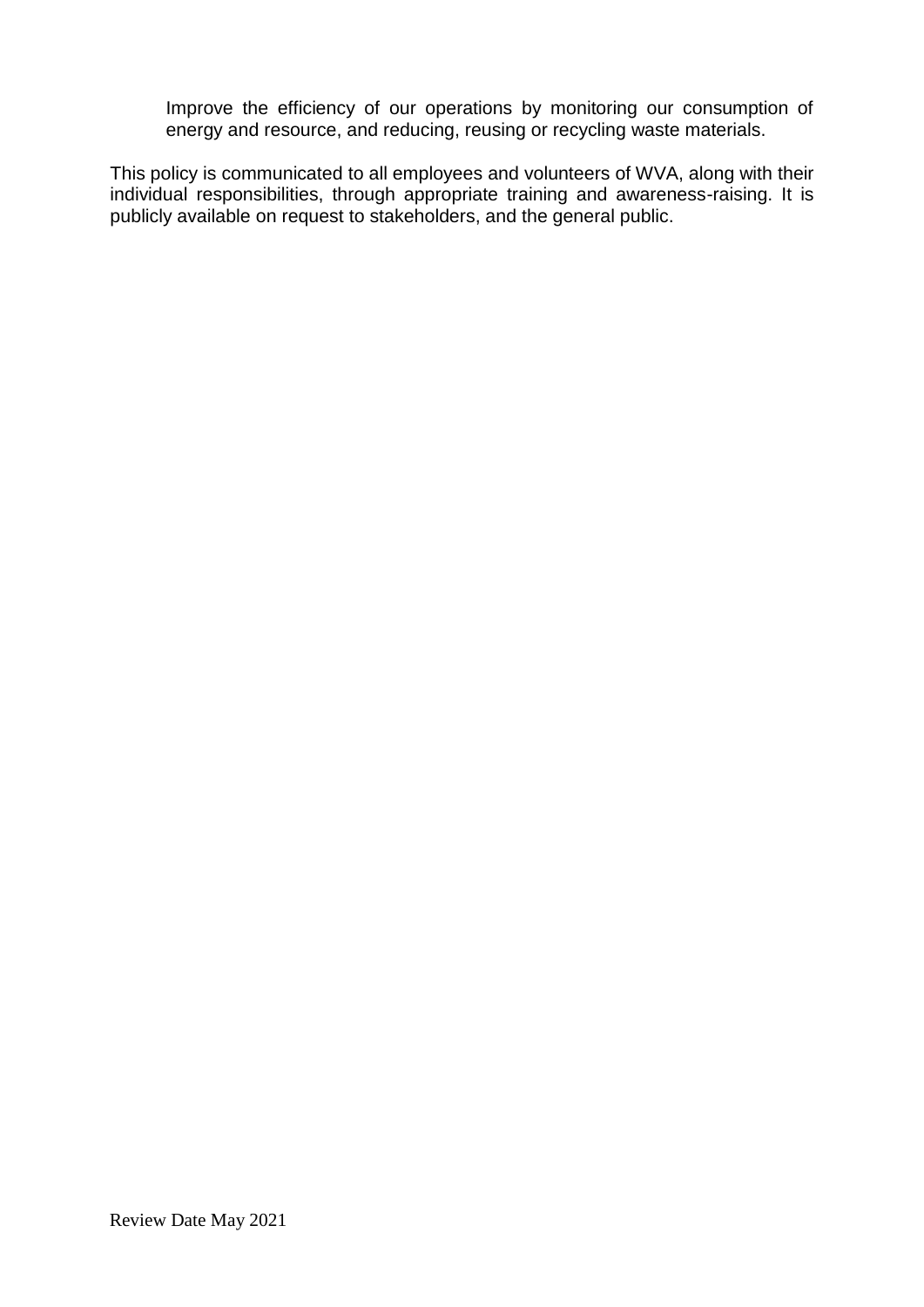Improve the efficiency of our operations by monitoring our consumption of energy and resource, and reducing, reusing or recycling waste materials.

This policy is communicated to all employees and volunteers of WVA, along with their individual responsibilities, through appropriate training and awareness-raising. It is publicly available on request to stakeholders, and the general public.

Review Date May 2021